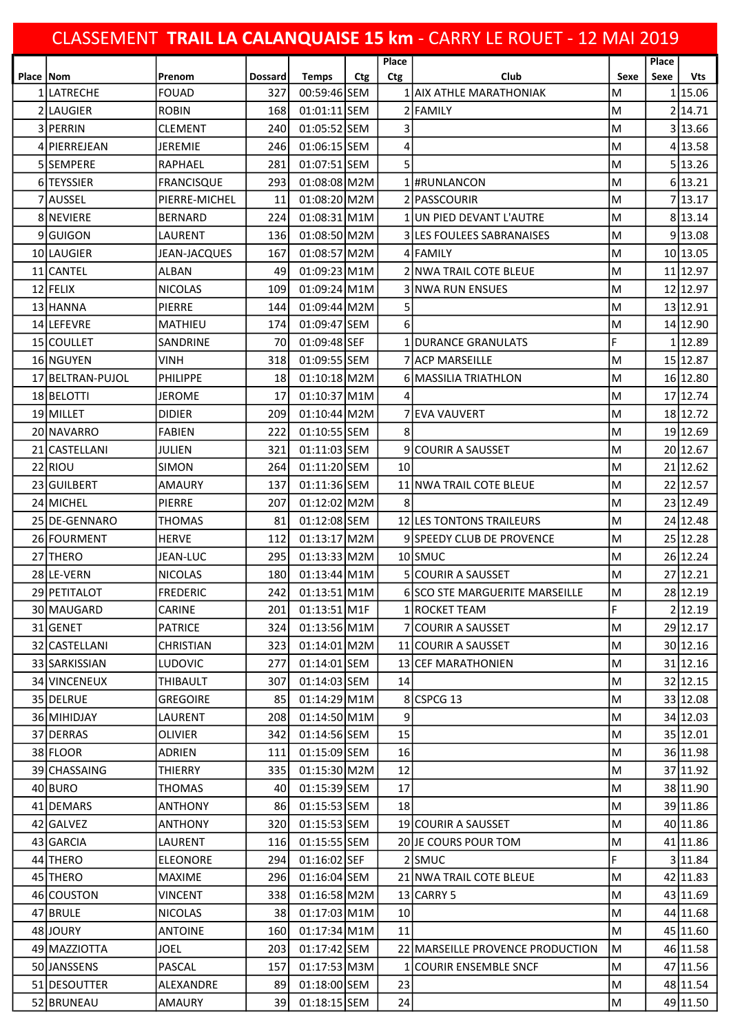# CLASSEMENT **TRAIL LA CALANQUAISE 15 km** - CARRY LE ROUET - 12 MAI 2019

| Place | Nom | Prenom | Dossard | Temps | Ctg | Place Ctg | Club | Sexe | Place Sexe | Vts |
|---|---|---|---|---|---|---|---|---|---|---|
| 1 | LATRECHE | FOUAD | 327 | 00:59:46 | SEM | 1 | AIX ATHLE MARATHONIAK | M | 1 | 15.06 |
| 2 | LAUGIER | ROBIN | 168 | 01:01:11 | SEM | 2 | FAMILY | M | 2 | 14.71 |
| 3 | PERRIN | CLEMENT | 240 | 01:05:52 | SEM | 3 | | M | 3 | 13.66 |
| 4 | PIERREJEAN | JEREMIE | 246 | 01:06:15 | SEM | 4 | | M | 4 | 13.58 |
| 5 | SEMPERE | RAPHAEL | 281 | 01:07:51 | SEM | 5 | | M | 5 | 13.26 |
| 6 | TEYSSIER | FRANCISQUE | 293 | 01:08:08 | M2M | 1 | #RUNLANCON | M | 6 | 13.21 |
| 7 | AUSSEL | PIERRE-MICHEL | 11 | 01:08:20 | M2M | 2 | PASSCOURIR | M | 7 | 13.17 |
| 8 | NEVIERE | BERNARD | 224 | 01:08:31 | M1M | 1 | UN PIED DEVANT L'AUTRE | M | 8 | 13.14 |
| 9 | GUIGON | LAURENT | 136 | 01:08:50 | M2M | 3 | LES FOULEES SABRANAISES | M | 9 | 13.08 |
| 10 | LAUGIER | JEAN-JACQUES | 167 | 01:08:57 | M2M | 4 | FAMILY | M | 10 | 13.05 |
| 11 | CANTEL | ALBAN | 49 | 01:09:23 | M1M | 2 | NWA TRAIL COTE BLEUE | M | 11 | 12.97 |
| 12 | FELIX | NICOLAS | 109 | 01:09:24 | M1M | 3 | NWA RUN ENSUES | M | 12 | 12.97 |
| 13 | HANNA | PIERRE | 144 | 01:09:44 | M2M | 5 | | M | 13 | 12.91 |
| 14 | LEFEVRE | MATHIEU | 174 | 01:09:47 | SEM | 6 | | M | 14 | 12.90 |
| 15 | COULLET | SANDRINE | 70 | 01:09:48 | SEF | 1 | DURANCE GRANULATS | F | 1 | 12.89 |
| 16 | NGUYEN | VINH | 318 | 01:09:55 | SEM | 7 | ACP MARSEILLE | M | 15 | 12.87 |
| 17 | BELTRAN-PUJOL | PHILIPPE | 18 | 01:10:18 | M2M | 6 | MASSILIA TRIATHLON | M | 16 | 12.80 |
| 18 | BELOTTI | JEROME | 17 | 01:10:37 | M1M | 4 | | M | 17 | 12.74 |
| 19 | MILLET | DIDIER | 209 | 01:10:44 | M2M | 7 | EVA VAUVERT | M | 18 | 12.72 |
| 20 | NAVARRO | FABIEN | 222 | 01:10:55 | SEM | 8 | | M | 19 | 12.69 |
| 21 | CASTELLANI | JULIEN | 321 | 01:11:03 | SEM | 9 | COURIR A SAUSSET | M | 20 | 12.67 |
| 22 | RIOU | SIMON | 264 | 01:11:20 | SEM | 10 | | M | 21 | 12.62 |
| 23 | GUILBERT | AMAURY | 137 | 01:11:36 | SEM | 11 | NWA TRAIL COTE BLEUE | M | 22 | 12.57 |
| 24 | MICHEL | PIERRE | 207 | 01:12:02 | M2M | 8 | | M | 23 | 12.49 |
| 25 | DE-GENNARO | THOMAS | 81 | 01:12:08 | SEM | 12 | LES TONTONS TRAILEURS | M | 24 | 12.48 |
| 26 | FOURMENT | HERVE | 112 | 01:13:17 | M2M | 9 | SPEEDY CLUB DE PROVENCE | M | 25 | 12.28 |
| 27 | THERO | JEAN-LUC | 295 | 01:13:33 | M2M | 10 | SMUC | M | 26 | 12.24 |
| 28 | LE-VERN | NICOLAS | 180 | 01:13:44 | M1M | 5 | COURIR A SAUSSET | M | 27 | 12.21 |
| 29 | PETITALOT | FREDERIC | 242 | 01:13:51 | M1M | 6 | SCO STE MARGUERITE MARSEILLE | M | 28 | 12.19 |
| 30 | MAUGARD | CARINE | 201 | 01:13:51 | M1F | 1 | ROCKET TEAM | F | 2 | 12.19 |
| 31 | GENET | PATRICE | 324 | 01:13:56 | M1M | 7 | COURIR A SAUSSET | M | 29 | 12.17 |
| 32 | CASTELLANI | CHRISTIAN | 323 | 01:14:01 | M2M | 11 | COURIR A SAUSSET | M | 30 | 12.16 |
| 33 | SARKISSIAN | LUDOVIC | 277 | 01:14:01 | SEM | 13 | CEF MARATHONIEN | M | 31 | 12.16 |
| 34 | VINCENEUX | THIBAULT | 307 | 01:14:03 | SEM | 14 | | M | 32 | 12.15 |
| 35 | DELRUE | GREGOIRE | 85 | 01:14:29 | M1M | 8 | CSPCG 13 | M | 33 | 12.08 |
| 36 | MIHIDJAY | LAURENT | 208 | 01:14:50 | M1M | 9 | | M | 34 | 12.03 |
| 37 | DERRAS | OLIVIER | 342 | 01:14:56 | SEM | 15 | | M | 35 | 12.01 |
| 38 | FLOOR | ADRIEN | 111 | 01:15:09 | SEM | 16 | | M | 36 | 11.98 |
| 39 | CHASSAING | THIERRY | 335 | 01:15:30 | M2M | 12 | | M | 37 | 11.92 |
| 40 | BURO | THOMAS | 40 | 01:15:39 | SEM | 17 | | M | 38 | 11.90 |
| 41 | DEMARS | ANTHONY | 86 | 01:15:53 | SEM | 18 | | M | 39 | 11.86 |
| 42 | GALVEZ | ANTHONY | 320 | 01:15:53 | SEM | 19 | COURIR A SAUSSET | M | 40 | 11.86 |
| 43 | GARCIA | LAURENT | 116 | 01:15:55 | SEM | 20 | JE COURS POUR TOM | M | 41 | 11.86 |
| 44 | THERO | ELEONORE | 294 | 01:16:02 | SEF | 2 | SMUC | F | 3 | 11.84 |
| 45 | THERO | MAXIME | 296 | 01:16:04 | SEM | 21 | NWA TRAIL COTE BLEUE | M | 42 | 11.83 |
| 46 | COUSTON | VINCENT | 338 | 01:16:58 | M2M | 13 | CARRY 5 | M | 43 | 11.69 |
| 47 | BRULE | NICOLAS | 38 | 01:17:03 | M1M | 10 | | M | 44 | 11.68 |
| 48 | JOURY | ANTOINE | 160 | 01:17:34 | M1M | 11 | | M | 45 | 11.60 |
| 49 | MAZZIOTTA | JOEL | 203 | 01:17:42 | SEM | 22 | MARSEILLE PROVENCE PRODUCTION | M | 46 | 11.58 |
| 50 | JANSSENS | PASCAL | 157 | 01:17:53 | M3M | 1 | COURIR ENSEMBLE SNCF | M | 47 | 11.56 |
| 51 | DESOUTTER | ALEXANDRE | 89 | 01:18:00 | SEM | 23 | | M | 48 | 11.54 |
| 52 | BRUNEAU | AMAURY | 39 | 01:18:15 | SEM | 24 | | M | 49 | 11.50 |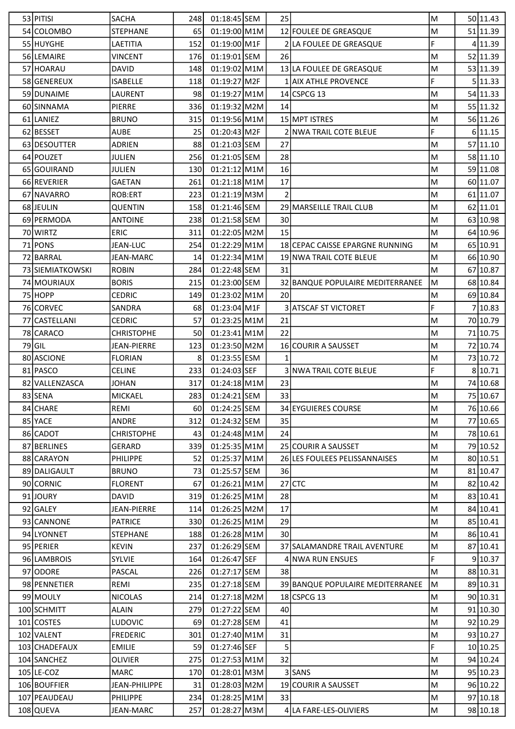| | | | | | | | | | |
|---|---|---|---|---|---|---|---|---|---|
| 53 | PITISI | SACHA | 248 | 01:18:45 | SEM | 25 | | M | 50 | 11.43 |
| 54 | COLOMBO | STEPHANE | 65 | 01:19:00 | M1M | 12 | FOULEE DE GREASQUE | M | 51 | 11.39 |
| 55 | HUYGHE | LAETITIA | 152 | 01:19:00 | M1F | 2 | LA FOULEE DE GREASQUE | F | 4 | 11.39 |
| 56 | LEMAIRE | VINCENT | 176 | 01:19:01 | SEM | 26 | | M | 52 | 11.39 |
| 57 | HOARAU | DAVID | 148 | 01:19:02 | M1M | 13 | LA FOULEE DE GREASQUE | M | 53 | 11.39 |
| 58 | GENEREUX | ISABELLE | 118 | 01:19:27 | M2F | 1 | AIX ATHLE PROVENCE | F | 5 | 11.33 |
| 59 | DUNAIME | LAURENT | 98 | 01:19:27 | M1M | 14 | CSPCG 13 | M | 54 | 11.33 |
| 60 | SINNAMA | PIERRE | 336 | 01:19:32 | M2M | 14 | | M | 55 | 11.32 |
| 61 | LANIEZ | BRUNO | 315 | 01:19:56 | M1M | 15 | MPT ISTRES | M | 56 | 11.26 |
| 62 | BESSET | AUBE | 25 | 01:20:43 | M2F | 2 | NWA TRAIL COTE BLEUE | F | 6 | 11.15 |
| 63 | DESOUTTER | ADRIEN | 88 | 01:21:03 | SEM | 27 | | M | 57 | 11.10 |
| 64 | POUZET | JULIEN | 256 | 01:21:05 | SEM | 28 | | M | 58 | 11.10 |
| 65 | GOUIRAND | JULIEN | 130 | 01:21:12 | M1M | 16 | | M | 59 | 11.08 |
| 66 | REVERIER | GAETAN | 261 | 01:21:18 | M1M | 17 | | M | 60 | 11.07 |
| 67 | NAVARRO | ROB:ERT | 223 | 01:21:19 | M3M | 2 | | M | 61 | 11.07 |
| 68 | JEULIN | QUENTIN | 158 | 01:21:46 | SEM | 29 | MARSEILLE TRAIL CLUB | M | 62 | 11.01 |
| 69 | PERMODA | ANTOINE | 238 | 01:21:58 | SEM | 30 | | M | 63 | 10.98 |
| 70 | WIRTZ | ERIC | 311 | 01:22:05 | M2M | 15 | | M | 64 | 10.96 |
| 71 | PONS | JEAN-LUC | 254 | 01:22:29 | M1M | 18 | CEPAC CAISSE EPARGNE RUNNING | M | 65 | 10.91 |
| 72 | BARRAL | JEAN-MARC | 14 | 01:22:34 | M1M | 19 | NWA TRAIL COTE BLEUE | M | 66 | 10.90 |
| 73 | SIEMIATKOWSKI | ROBIN | 284 | 01:22:48 | SEM | 31 | | M | 67 | 10.87 |
| 74 | MOURIAUX | BORIS | 215 | 01:23:00 | SEM | 32 | BANQUE POPULAIRE MEDITERRANEE | M | 68 | 10.84 |
| 75 | HOPP | CEDRIC | 149 | 01:23:02 | M1M | 20 | | M | 69 | 10.84 |
| 76 | CORVEC | SANDRA | 68 | 01:23:04 | M1F | 3 | ATSCAF ST VICTORET | F | 7 | 10.83 |
| 77 | CASTELLANI | CEDRIC | 57 | 01:23:25 | M1M | 21 | | M | 70 | 10.79 |
| 78 | CARACO | CHRISTOPHE | 50 | 01:23:41 | M1M | 22 | | M | 71 | 10.75 |
| 79 | GIL | JEAN-PIERRE | 123 | 01:23:50 | M2M | 16 | COURIR A SAUSSET | M | 72 | 10.74 |
| 80 | ASCIONE | FLORIAN | 8 | 01:23:55 | ESM | 1 | | M | 73 | 10.72 |
| 81 | PASCO | CELINE | 233 | 01:24:03 | SEF | 3 | NWA TRAIL COTE BLEUE | F | 8 | 10.71 |
| 82 | VALLENZASCA | JOHAN | 317 | 01:24:18 | M1M | 23 | | M | 74 | 10.68 |
| 83 | SENA | MICKAEL | 283 | 01:24:21 | SEM | 33 | | M | 75 | 10.67 |
| 84 | CHARE | REMI | 60 | 01:24:25 | SEM | 34 | EYGUIERES COURSE | M | 76 | 10.66 |
| 85 | YACE | ANDRE | 312 | 01:24:32 | SEM | 35 | | M | 77 | 10.65 |
| 86 | CADOT | CHRISTOPHE | 43 | 01:24:48 | M1M | 24 | | M | 78 | 10.61 |
| 87 | BERLINES | GERARD | 339 | 01:25:35 | M1M | 25 | COURIR A SAUSSET | M | 79 | 10.52 |
| 88 | CARAYON | PHILIPPE | 52 | 01:25:37 | M1M | 26 | LES FOULEES PELISSANNAISES | M | 80 | 10.51 |
| 89 | DALIGAULT | BRUNO | 73 | 01:25:57 | SEM | 36 | | M | 81 | 10.47 |
| 90 | CORNIC | FLORENT | 67 | 01:26:21 | M1M | 27 | CTC | M | 82 | 10.42 |
| 91 | JOURY | DAVID | 319 | 01:26:25 | M1M | 28 | | M | 83 | 10.41 |
| 92 | GALEY | JEAN-PIERRE | 114 | 01:26:25 | M2M | 17 | | M | 84 | 10.41 |
| 93 | CANNONE | PATRICE | 330 | 01:26:25 | M1M | 29 | | M | 85 | 10.41 |
| 94 | LYONNET | STEPHANE | 188 | 01:26:28 | M1M | 30 | | M | 86 | 10.41 |
| 95 | PERIER | KEVIN | 237 | 01:26:29 | SEM | 37 | SALAMANDRE TRAIL AVENTURE | M | 87 | 10.41 |
| 96 | LAMBROIS | SYLVIE | 164 | 01:26:47 | SEF | 4 | NWA RUN ENSUES | F | 9 | 10.37 |
| 97 | ODORE | PASCAL | 226 | 01:27:17 | SEM | 38 | | M | 88 | 10.31 |
| 98 | PENNETIER | REMI | 235 | 01:27:18 | SEM | 39 | BANQUE POPULAIRE MEDITERRANEE | M | 89 | 10.31 |
| 99 | MOULY | NICOLAS | 214 | 01:27:18 | M2M | 18 | CSPCG 13 | M | 90 | 10.31 |
| 100 | SCHMITT | ALAIN | 279 | 01:27:22 | SEM | 40 | | M | 91 | 10.30 |
| 101 | COSTES | LUDOVIC | 69 | 01:27:28 | SEM | 41 | | M | 92 | 10.29 |
| 102 | VALENT | FREDERIC | 301 | 01:27:40 | M1M | 31 | | M | 93 | 10.27 |
| 103 | CHADEFAUX | EMILIE | 59 | 01:27:46 | SEF | 5 | | F | 10 | 10.25 |
| 104 | SANCHEZ | OLIVIER | 275 | 01:27:53 | M1M | 32 | | M | 94 | 10.24 |
| 105 | LE-COZ | MARC | 170 | 01:28:01 | M3M | 3 | SANS | M | 95 | 10.23 |
| 106 | BOUFFIER | JEAN-PHILIPPE | 31 | 01:28:03 | M2M | 19 | COURIR A SAUSSET | M | 96 | 10.22 |
| 107 | PEAUDEAU | PHILIPPE | 234 | 01:28:25 | M1M | 33 | | M | 97 | 10.18 |
| 108 | QUEVA | JEAN-MARC | 257 | 01:28:27 | M3M | 4 | LA FARE-LES-OLIVIERS | M | 98 | 10.18 |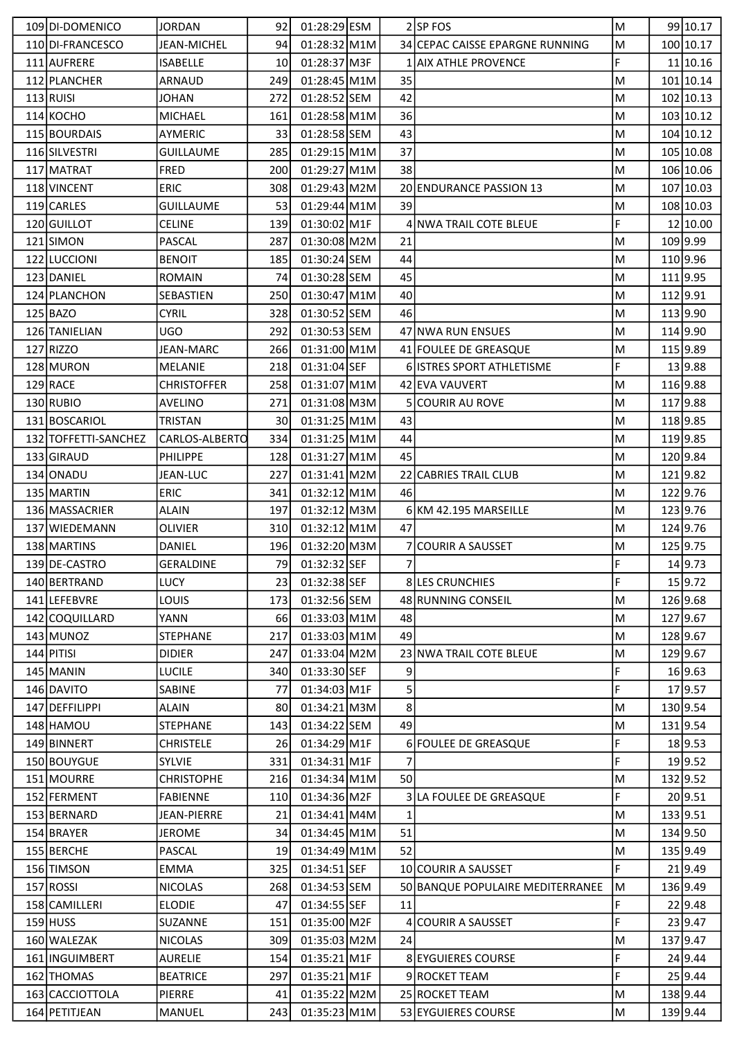| 109 | DI-DOMENICO | JORDAN | 92 | 01:28:29 | ESM | 2 | SP FOS | M | 99 | 10.17 |
|---|---|---|---|---|---|---|---|---|---|---|
| 110 | DI-FRANCESCO | JEAN-MICHEL | 94 | 01:28:32 | M1M | 34 | CEPAC CAISSE EPARGNE RUNNING | M | 100 | 10.17 |
| 111 | AUFRERE | ISABELLE | 10 | 01:28:37 | M3F | 1 | AIX ATHLE PROVENCE | F | 11 | 10.16 |
| 112 | PLANCHER | ARNAUD | 249 | 01:28:45 | M1M | 35 | | M | 101 | 10.14 |
| 113 | RUISI | JOHAN | 272 | 01:28:52 | SEM | 42 | | M | 102 | 10.13 |
| 114 | KOCHO | MICHAEL | 161 | 01:28:58 | M1M | 36 | | M | 103 | 10.12 |
| 115 | BOURDAIS | AYMERIC | 33 | 01:28:58 | SEM | 43 | | M | 104 | 10.12 |
| 116 | SILVESTRI | GUILLAUME | 285 | 01:29:15 | M1M | 37 | | M | 105 | 10.08 |
| 117 | MATRAT | FRED | 200 | 01:29:27 | M1M | 38 | | M | 106 | 10.06 |
| 118 | VINCENT | ERIC | 308 | 01:29:43 | M2M | 20 | ENDURANCE PASSION 13 | M | 107 | 10.03 |
| 119 | CARLES | GUILLAUME | 53 | 01:29:44 | M1M | 39 | | M | 108 | 10.03 |
| 120 | GUILLOT | CELINE | 139 | 01:30:02 | M1F | 4 | NWA TRAIL COTE BLEUE | F | 12 | 10.00 |
| 121 | SIMON | PASCAL | 287 | 01:30:08 | M2M | 21 | | M | 109 | 9.99 |
| 122 | LUCCIONI | BENOIT | 185 | 01:30:24 | SEM | 44 | | M | 110 | 9.96 |
| 123 | DANIEL | ROMAIN | 74 | 01:30:28 | SEM | 45 | | M | 111 | 9.95 |
| 124 | PLANCHON | SEBASTIEN | 250 | 01:30:47 | M1M | 40 | | M | 112 | 9.91 |
| 125 | BAZO | CYRIL | 328 | 01:30:52 | SEM | 46 | | M | 113 | 9.90 |
| 126 | TANIELIAN | UGO | 292 | 01:30:53 | SEM | 47 | NWA RUN ENSUES | M | 114 | 9.90 |
| 127 | RIZZO | JEAN-MARC | 266 | 01:31:00 | M1M | 41 | FOULEE DE GREASQUE | M | 115 | 9.89 |
| 128 | MURON | MELANIE | 218 | 01:31:04 | SEF | 6 | ISTRES SPORT ATHLETISME | F | 13 | 9.88 |
| 129 | RACE | CHRISTOFFER | 258 | 01:31:07 | M1M | 42 | EVA VAUVERT | M | 116 | 9.88 |
| 130 | RUBIO | AVELINO | 271 | 01:31:08 | M3M | 5 | COURIR AU ROVE | M | 117 | 9.88 |
| 131 | BOSCARIOL | TRISTAN | 30 | 01:31:25 | M1M | 43 | | M | 118 | 9.85 |
| 132 | TOFFETTI-SANCHEZ | CARLOS-ALBERTO | 334 | 01:31:25 | M1M | 44 | | M | 119 | 9.85 |
| 133 | GIRAUD | PHILIPPE | 128 | 01:31:27 | M1M | 45 | | M | 120 | 9.84 |
| 134 | ONADU | JEAN-LUC | 227 | 01:31:41 | M2M | 22 | CABRIES TRAIL CLUB | M | 121 | 9.82 |
| 135 | MARTIN | ERIC | 341 | 01:32:12 | M1M | 46 | | M | 122 | 9.76 |
| 136 | MASSACRIER | ALAIN | 197 | 01:32:12 | M3M | 6 | KM 42.195 MARSEILLE | M | 123 | 9.76 |
| 137 | WIEDEMANN | OLIVIER | 310 | 01:32:12 | M1M | 47 | | M | 124 | 9.76 |
| 138 | MARTINS | DANIEL | 196 | 01:32:20 | M3M | 7 | COURIR A SAUSSET | M | 125 | 9.75 |
| 139 | DE-CASTRO | GERALDINE | 79 | 01:32:32 | SEF | 7 | | F | 14 | 9.73 |
| 140 | BERTRAND | LUCY | 23 | 01:32:38 | SEF | 8 | LES CRUNCHIES | F | 15 | 9.72 |
| 141 | LEFEBVRE | LOUIS | 173 | 01:32:56 | SEM | 48 | RUNNING CONSEIL | M | 126 | 9.68 |
| 142 | COQUILLARD | YANN | 66 | 01:33:03 | M1M | 48 | | M | 127 | 9.67 |
| 143 | MUNOZ | STEPHANE | 217 | 01:33:03 | M1M | 49 | | M | 128 | 9.67 |
| 144 | PITISI | DIDIER | 247 | 01:33:04 | M2M | 23 | NWA TRAIL COTE BLEUE | M | 129 | 9.67 |
| 145 | MANIN | LUCILE | 340 | 01:33:30 | SEF | 9 | | F | 16 | 9.63 |
| 146 | DAVITO | SABINE | 77 | 01:34:03 | M1F | 5 | | F | 17 | 9.57 |
| 147 | DEFFILIPPI | ALAIN | 80 | 01:34:21 | M3M | 8 | | M | 130 | 9.54 |
| 148 | HAMOU | STEPHANE | 143 | 01:34:22 | SEM | 49 | | M | 131 | 9.54 |
| 149 | BINNERT | CHRISTELE | 26 | 01:34:29 | M1F | 6 | FOULEE DE GREASQUE | F | 18 | 9.53 |
| 150 | BOUYGUE | SYLVIE | 331 | 01:34:31 | M1F | 7 | | F | 19 | 9.52 |
| 151 | MOURRE | CHRISTOPHE | 216 | 01:34:34 | M1M | 50 | | M | 132 | 9.52 |
| 152 | FERMENT | FABIENNE | 110 | 01:34:36 | M2F | 3 | LA FOULEE DE GREASQUE | F | 20 | 9.51 |
| 153 | BERNARD | JEAN-PIERRE | 21 | 01:34:41 | M4M | 1 | | M | 133 | 9.51 |
| 154 | BRAYER | JEROME | 34 | 01:34:45 | M1M | 51 | | M | 134 | 9.50 |
| 155 | BERCHE | PASCAL | 19 | 01:34:49 | M1M | 52 | | M | 135 | 9.49 |
| 156 | TIMSON | EMMA | 325 | 01:34:51 | SEF | 10 | COURIR A SAUSSET | F | 21 | 9.49 |
| 157 | ROSSI | NICOLAS | 268 | 01:34:53 | SEM | 50 | BANQUE POPULAIRE MEDITERRANEE | M | 136 | 9.49 |
| 158 | CAMILLERI | ELODIE | 47 | 01:34:55 | SEF | 11 | | F | 22 | 9.48 |
| 159 | HUSS | SUZANNE | 151 | 01:35:00 | M2F | 4 | COURIR A SAUSSET | F | 23 | 9.47 |
| 160 | WALEZAK | NICOLAS | 309 | 01:35:03 | M2M | 24 | | M | 137 | 9.47 |
| 161 | INGUIMBERT | AURELIE | 154 | 01:35:21 | M1F | 8 | EYGUIERES COURSE | F | 24 | 9.44 |
| 162 | THOMAS | BEATRICE | 297 | 01:35:21 | M1F | 9 | ROCKET TEAM | F | 25 | 9.44 |
| 163 | CACCIOTTOLA | PIERRE | 41 | 01:35:22 | M2M | 25 | ROCKET TEAM | M | 138 | 9.44 |
| 164 | PETITJEAN | MANUEL | 243 | 01:35:23 | M1M | 53 | EYGUIERES COURSE | M | 139 | 9.44 |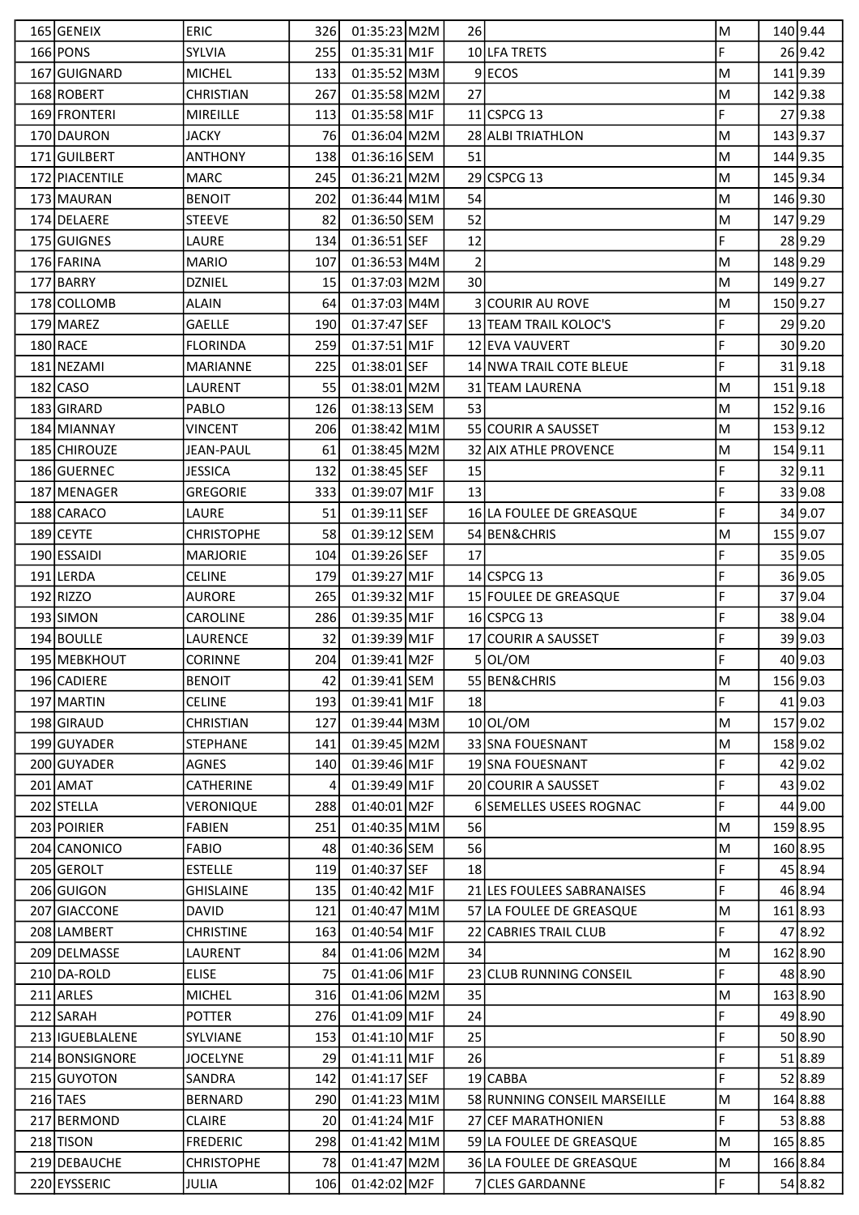| 165 | GENEIX | ERIC | 326 | 01:35:23 | M2M | 26 | | M | 140 | 9.44 |
|---|---|---|---|---|---|---|---|---|---|---|
| 166 | PONS | SYLVIA | 255 | 01:35:31 | M1F | 10 | LFA TRETS | F | 26 | 9.42 |
| 167 | GUIGNARD | MICHEL | 133 | 01:35:52 | M3M | 9 | ECOS | M | 141 | 9.39 |
| 168 | ROBERT | CHRISTIAN | 267 | 01:35:58 | M2M | 27 | | M | 142 | 9.38 |
| 169 | FRONTERI | MIREILLE | 113 | 01:35:58 | M1F | 11 | CSPCG 13 | F | 27 | 9.38 |
| 170 | DAURON | JACKY | 76 | 01:36:04 | M2M | 28 | ALBI TRIATHLON | M | 143 | 9.37 |
| 171 | GUILBERT | ANTHONY | 138 | 01:36:16 | SEM | 51 | | M | 144 | 9.35 |
| 172 | PIACENTILE | MARC | 245 | 01:36:21 | M2M | 29 | CSPCG 13 | M | 145 | 9.34 |
| 173 | MAURAN | BENOIT | 202 | 01:36:44 | M1M | 54 | | M | 146 | 9.30 |
| 174 | DELAERE | STEEVE | 82 | 01:36:50 | SEM | 52 | | M | 147 | 9.29 |
| 175 | GUIGNES | LAURE | 134 | 01:36:51 | SEF | 12 | | F | 28 | 9.29 |
| 176 | FARINA | MARIO | 107 | 01:36:53 | M4M | 2 | | M | 148 | 9.29 |
| 177 | BARRY | DZNIEL | 15 | 01:37:03 | M2M | 30 | | M | 149 | 9.27 |
| 178 | COLLOMB | ALAIN | 64 | 01:37:03 | M4M | 3 | COURIR AU ROVE | M | 150 | 9.27 |
| 179 | MAREZ | GAELLE | 190 | 01:37:47 | SEF | 13 | TEAM TRAIL KOLOC'S | F | 29 | 9.20 |
| 180 | RACE | FLORINDA | 259 | 01:37:51 | M1F | 12 | EVA VAUVERT | F | 30 | 9.20 |
| 181 | NEZAMI | MARIANNE | 225 | 01:38:01 | SEF | 14 | NWA TRAIL COTE BLEUE | F | 31 | 9.18 |
| 182 | CASO | LAURENT | 55 | 01:38:01 | M2M | 31 | TEAM LAURENA | M | 151 | 9.18 |
| 183 | GIRARD | PABLO | 126 | 01:38:13 | SEM | 53 | | M | 152 | 9.16 |
| 184 | MIANNAY | VINCENT | 206 | 01:38:42 | M1M | 55 | COURIR A SAUSSET | M | 153 | 9.12 |
| 185 | CHIROUZE | JEAN-PAUL | 61 | 01:38:45 | M2M | 32 | AIX ATHLE PROVENCE | M | 154 | 9.11 |
| 186 | GUERNEC | JESSICA | 132 | 01:38:45 | SEF | 15 | | F | 32 | 9.11 |
| 187 | MENAGER | GREGORIE | 333 | 01:39:07 | M1F | 13 | | F | 33 | 9.08 |
| 188 | CARACO | LAURE | 51 | 01:39:11 | SEF | 16 | LA FOULEE DE GREASQUE | F | 34 | 9.07 |
| 189 | CEYTE | CHRISTOPHE | 58 | 01:39:12 | SEM | 54 | BEN&CHRIS | M | 155 | 9.07 |
| 190 | ESSAIDI | MARJORIE | 104 | 01:39:26 | SEF | 17 | | F | 35 | 9.05 |
| 191 | LERDA | CELINE | 179 | 01:39:27 | M1F | 14 | CSPCG 13 | F | 36 | 9.05 |
| 192 | RIZZO | AURORE | 265 | 01:39:32 | M1F | 15 | FOULEE DE GREASQUE | F | 37 | 9.04 |
| 193 | SIMON | CAROLINE | 286 | 01:39:35 | M1F | 16 | CSPCG 13 | F | 38 | 9.04 |
| 194 | BOULLE | LAURENCE | 32 | 01:39:39 | M1F | 17 | COURIR A SAUSSET | F | 39 | 9.03 |
| 195 | MEBKHOUT | CORINNE | 204 | 01:39:41 | M2F | 5 | OL/OM | F | 40 | 9.03 |
| 196 | CADIERE | BENOIT | 42 | 01:39:41 | SEM | 55 | BEN&CHRIS | M | 156 | 9.03 |
| 197 | MARTIN | CELINE | 193 | 01:39:41 | M1F | 18 | | F | 41 | 9.03 |
| 198 | GIRAUD | CHRISTIAN | 127 | 01:39:44 | M3M | 10 | OL/OM | M | 157 | 9.02 |
| 199 | GUYADER | STEPHANE | 141 | 01:39:45 | M2M | 33 | SNA FOUESNANT | M | 158 | 9.02 |
| 200 | GUYADER | AGNES | 140 | 01:39:46 | M1F | 19 | SNA FOUESNANT | F | 42 | 9.02 |
| 201 | AMAT | CATHERINE | 4 | 01:39:49 | M1F | 20 | COURIR A SAUSSET | F | 43 | 9.02 |
| 202 | STELLA | VERONIQUE | 288 | 01:40:01 | M2F | 6 | SEMELLES USEES ROGNAC | F | 44 | 9.00 |
| 203 | POIRIER | FABIEN | 251 | 01:40:35 | M1M | 56 | | M | 159 | 8.95 |
| 204 | CANONICO | FABIO | 48 | 01:40:36 | SEM | 56 | | M | 160 | 8.95 |
| 205 | GEROLT | ESTELLE | 119 | 01:40:37 | SEF | 18 | | F | 45 | 8.94 |
| 206 | GUIGON | GHISLAINE | 135 | 01:40:42 | M1F | 21 | LES FOULEES SABRANAISES | F | 46 | 8.94 |
| 207 | GIACCONE | DAVID | 121 | 01:40:47 | M1M | 57 | LA FOULEE DE GREASQUE | M | 161 | 8.93 |
| 208 | LAMBERT | CHRISTINE | 163 | 01:40:54 | M1F | 22 | CABRIES TRAIL CLUB | F | 47 | 8.92 |
| 209 | DELMASSE | LAURENT | 84 | 01:41:06 | M2M | 34 | | M | 162 | 8.90 |
| 210 | DA-ROLD | ELISE | 75 | 01:41:06 | M1F | 23 | CLUB RUNNING CONSEIL | F | 48 | 8.90 |
| 211 | ARLES | MICHEL | 316 | 01:41:06 | M2M | 35 | | M | 163 | 8.90 |
| 212 | SARAH | POTTER | 276 | 01:41:09 | M1F | 24 | | F | 49 | 8.90 |
| 213 | IGUEBLALENE | SYLVIANE | 153 | 01:41:10 | M1F | 25 | | F | 50 | 8.90 |
| 214 | BONSIGNORE | JOCELYNE | 29 | 01:41:11 | M1F | 26 | | F | 51 | 8.89 |
| 215 | GUYOTON | SANDRA | 142 | 01:41:17 | SEF | 19 | CABBA | F | 52 | 8.89 |
| 216 | TAES | BERNARD | 290 | 01:41:23 | M1M | 58 | RUNNING CONSEIL MARSEILLE | M | 164 | 8.88 |
| 217 | BERMOND | CLAIRE | 20 | 01:41:24 | M1F | 27 | CEF MARATHONIEN | F | 53 | 8.88 |
| 218 | TISON | FREDERIC | 298 | 01:41:42 | M1M | 59 | LA FOULEE DE GREASQUE | M | 165 | 8.85 |
| 219 | DEBAUCHE | CHRISTOPHE | 78 | 01:41:47 | M2M | 36 | LA FOULEE DE GREASQUE | M | 166 | 8.84 |
| 220 | EYSSERIC | JULIA | 106 | 01:42:02 | M2F | 7 | CLES GARDANNE | F | 54 | 8.82 |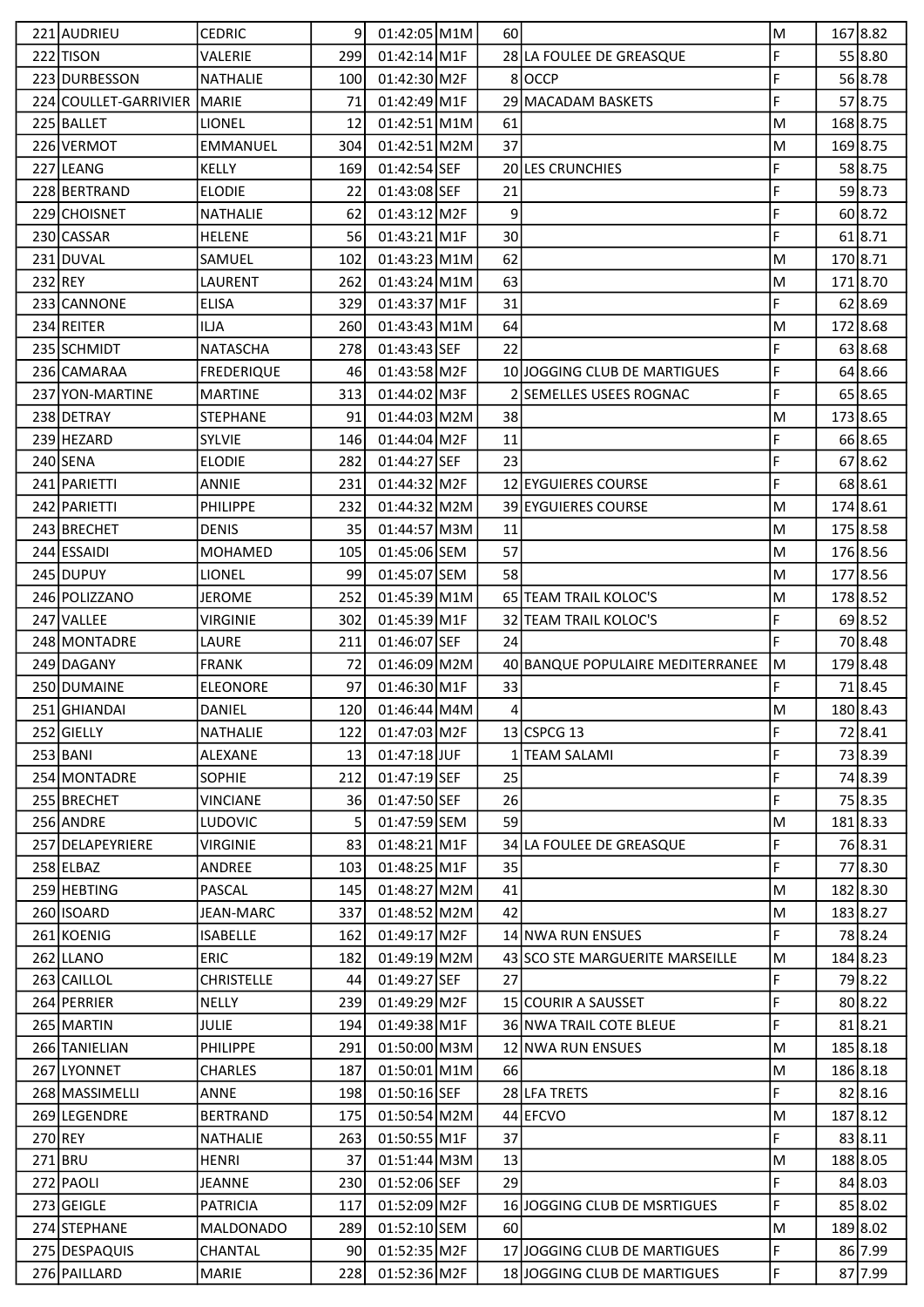| 221 | AUDRIEU | CEDRIC | 9 | 01:42:05 | M1M | 60 | | M | 167 | 8.82 |
|---|---|---|---|---|---|---|---|---|---|---|
| 222 | TISON | VALERIE | 299 | 01:42:14 | M1F | 28 | LA FOULEE DE GREASQUE | F | 55 | 8.80 |
| 223 | DURBESSON | NATHALIE | 100 | 01:42:30 | M2F | 8 | OCCP | F | 56 | 8.78 |
| 224 | COULLET-GARRIVIER | MARIE | 71 | 01:42:49 | M1F | 29 | MACADAM BASKETS | F | 57 | 8.75 |
| 225 | BALLET | LIONEL | 12 | 01:42:51 | M1M | 61 | | M | 168 | 8.75 |
| 226 | VERMOT | EMMANUEL | 304 | 01:42:51 | M2M | 37 | | M | 169 | 8.75 |
| 227 | LEANG | KELLY | 169 | 01:42:54 | SEF | 20 | LES CRUNCHIES | F | 58 | 8.75 |
| 228 | BERTRAND | ELODIE | 22 | 01:43:08 | SEF | 21 | | F | 59 | 8.73 |
| 229 | CHOISNET | NATHALIE | 62 | 01:43:12 | M2F | 9 | | F | 60 | 8.72 |
| 230 | CASSAR | HELENE | 56 | 01:43:21 | M1F | 30 | | F | 61 | 8.71 |
| 231 | DUVAL | SAMUEL | 102 | 01:43:23 | M1M | 62 | | M | 170 | 8.71 |
| 232 | REY | LAURENT | 262 | 01:43:24 | M1M | 63 | | M | 171 | 8.70 |
| 233 | CANNONE | ELISA | 329 | 01:43:37 | M1F | 31 | | F | 62 | 8.69 |
| 234 | REITER | ILJA | 260 | 01:43:43 | M1M | 64 | | M | 172 | 8.68 |
| 235 | SCHMIDT | NATASCHA | 278 | 01:43:43 | SEF | 22 | | F | 63 | 8.68 |
| 236 | CAMARAA | FREDERIQUE | 46 | 01:43:58 | M2F | 10 | JOGGING CLUB DE MARTIGUES | F | 64 | 8.66 |
| 237 | YON-MARTINE | MARTINE | 313 | 01:44:02 | M3F | 2 | SEMELLES USEES ROGNAC | F | 65 | 8.65 |
| 238 | DETRAY | STEPHANE | 91 | 01:44:03 | M2M | 38 | | M | 173 | 8.65 |
| 239 | HEZARD | SYLVIE | 146 | 01:44:04 | M2F | 11 | | F | 66 | 8.65 |
| 240 | SENA | ELODIE | 282 | 01:44:27 | SEF | 23 | | F | 67 | 8.62 |
| 241 | PARIETTI | ANNIE | 231 | 01:44:32 | M2F | 12 | EYGUIERES COURSE | F | 68 | 8.61 |
| 242 | PARIETTI | PHILIPPE | 232 | 01:44:32 | M2M | 39 | EYGUIERES COURSE | M | 174 | 8.61 |
| 243 | BRECHET | DENIS | 35 | 01:44:57 | M3M | 11 | | M | 175 | 8.58 |
| 244 | ESSAIDI | MOHAMED | 105 | 01:45:06 | SEM | 57 | | M | 176 | 8.56 |
| 245 | DUPUY | LIONEL | 99 | 01:45:07 | SEM | 58 | | M | 177 | 8.56 |
| 246 | POLIZZANO | JEROME | 252 | 01:45:39 | M1M | 65 | TEAM TRAIL KOLOC'S | M | 178 | 8.52 |
| 247 | VALLEE | VIRGINIE | 302 | 01:45:39 | M1F | 32 | TEAM TRAIL KOLOC'S | F | 69 | 8.52 |
| 248 | MONTADRE | LAURE | 211 | 01:46:07 | SEF | 24 | | F | 70 | 8.48 |
| 249 | DAGANY | FRANK | 72 | 01:46:09 | M2M | 40 | BANQUE POPULAIRE MEDITERRANEE | M | 179 | 8.48 |
| 250 | DUMAINE | ELEONORE | 97 | 01:46:30 | M1F | 33 | | F | 71 | 8.45 |
| 251 | GHIANDAI | DANIEL | 120 | 01:46:44 | M4M | 4 | | M | 180 | 8.43 |
| 252 | GIELLY | NATHALIE | 122 | 01:47:03 | M2F | 13 | CSPCG 13 | F | 72 | 8.41 |
| 253 | BANI | ALEXANE | 13 | 01:47:18 | JUF | 1 | TEAM SALAMI | F | 73 | 8.39 |
| 254 | MONTADRE | SOPHIE | 212 | 01:47:19 | SEF | 25 | | F | 74 | 8.39 |
| 255 | BRECHET | VINCIANE | 36 | 01:47:50 | SEF | 26 | | F | 75 | 8.35 |
| 256 | ANDRE | LUDOVIC | 5 | 01:47:59 | SEM | 59 | | M | 181 | 8.33 |
| 257 | DELAPEYRIERE | VIRGINIE | 83 | 01:48:21 | M1F | 34 | LA FOULEE DE GREASQUE | F | 76 | 8.31 |
| 258 | ELBAZ | ANDREE | 103 | 01:48:25 | M1F | 35 | | F | 77 | 8.30 |
| 259 | HEBTING | PASCAL | 145 | 01:48:27 | M2M | 41 | | M | 182 | 8.30 |
| 260 | ISOARD | JEAN-MARC | 337 | 01:48:52 | M2M | 42 | | M | 183 | 8.27 |
| 261 | KOENIG | ISABELLE | 162 | 01:49:17 | M2F | 14 | NWA RUN ENSUES | F | 78 | 8.24 |
| 262 | LLANO | ERIC | 182 | 01:49:19 | M2M | 43 | SCO STE MARGUERITE MARSEILLE | M | 184 | 8.23 |
| 263 | CAILLOL | CHRISTELLE | 44 | 01:49:27 | SEF | 27 | | F | 79 | 8.22 |
| 264 | PERRIER | NELLY | 239 | 01:49:29 | M2F | 15 | COURIR A SAUSSET | F | 80 | 8.22 |
| 265 | MARTIN | JULIE | 194 | 01:49:38 | M1F | 36 | NWA TRAIL COTE BLEUE | F | 81 | 8.21 |
| 266 | TANIELIAN | PHILIPPE | 291 | 01:50:00 | M3M | 12 | NWA RUN ENSUES | M | 185 | 8.18 |
| 267 | LYONNET | CHARLES | 187 | 01:50:01 | M1M | 66 | | M | 186 | 8.18 |
| 268 | MASSIMELLI | ANNE | 198 | 01:50:16 | SEF | 28 | LFA TRETS | F | 82 | 8.16 |
| 269 | LEGENDRE | BERTRAND | 175 | 01:50:54 | M2M | 44 | EFCVO | M | 187 | 8.12 |
| 270 | REY | NATHALIE | 263 | 01:50:55 | M1F | 37 | | F | 83 | 8.11 |
| 271 | BRU | HENRI | 37 | 01:51:44 | M3M | 13 | | M | 188 | 8.05 |
| 272 | PAOLI | JEANNE | 230 | 01:52:06 | SEF | 29 | | F | 84 | 8.03 |
| 273 | GEIGLE | PATRICIA | 117 | 01:52:09 | M2F | 16 | JOGGING CLUB DE MSRTIGUES | F | 85 | 8.02 |
| 274 | STEPHANE | MALDONADO | 289 | 01:52:10 | SEM | 60 | | M | 189 | 8.02 |
| 275 | DESPAQUIS | CHANTAL | 90 | 01:52:35 | M2F | 17 | JOGGING CLUB DE MARTIGUES | F | 86 | 7.99 |
| 276 | PAILLARD | MARIE | 228 | 01:52:36 | M2F | 18 | JOGGING CLUB DE MARTIGUES | F | 87 | 7.99 |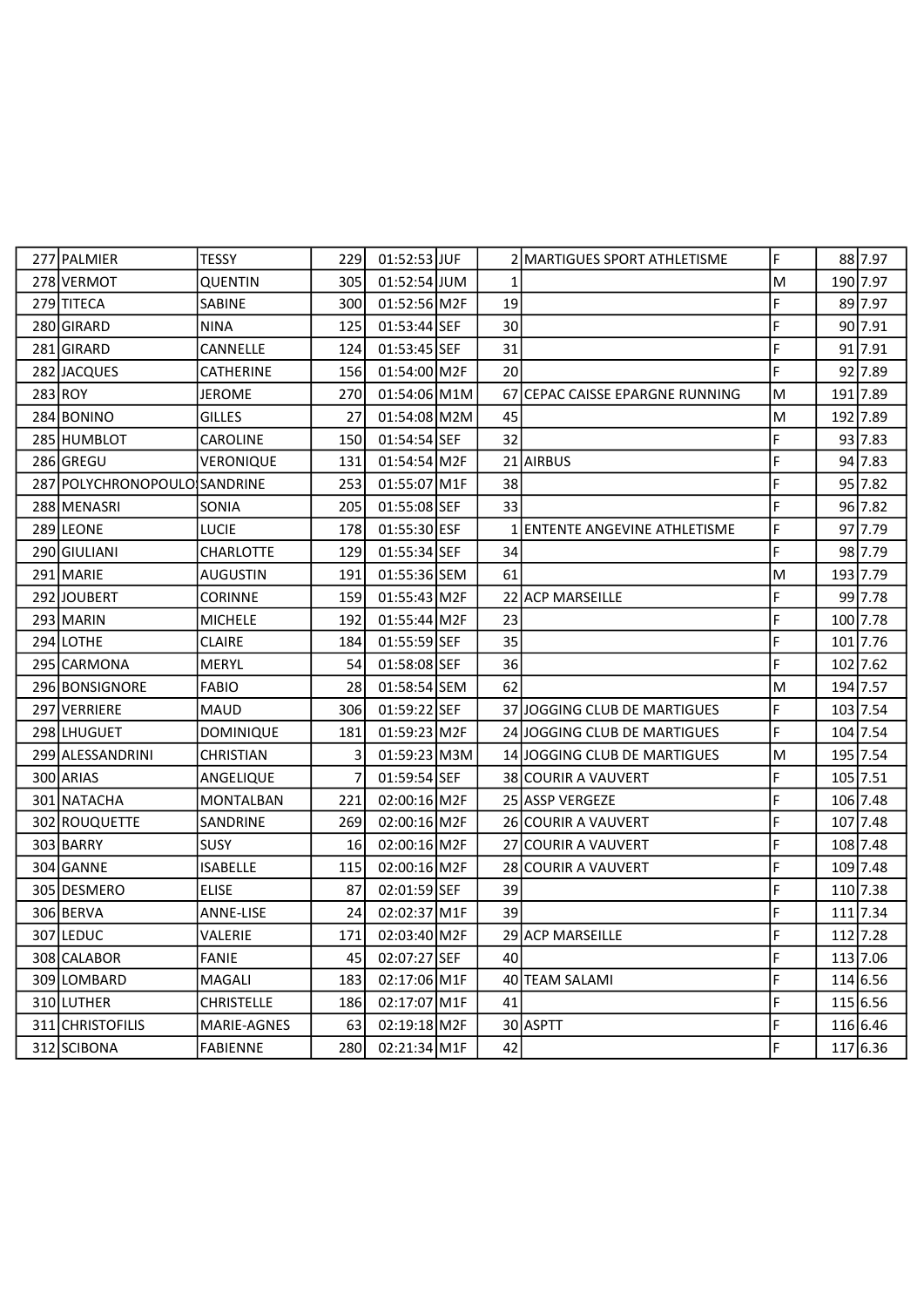| | | | | | | | | | | |
|---|---|---|---|---|---|---|---|---|---|---|
| 277 | PALMIER | TESSY | 229 | 01:52:53 | JUF | 2 | MARTIGUES SPORT ATHLETISME | F | 88 | 7.97 |
| 278 | VERMOT | QUENTIN | 305 | 01:52:54 | JUM | 1 | | M | 190 | 7.97 |
| 279 | TITECA | SABINE | 300 | 01:52:56 | M2F | 19 | | F | 89 | 7.97 |
| 280 | GIRARD | NINA | 125 | 01:53:44 | SEF | 30 | | F | 90 | 7.91 |
| 281 | GIRARD | CANNELLE | 124 | 01:53:45 | SEF | 31 | | F | 91 | 7.91 |
| 282 | JACQUES | CATHERINE | 156 | 01:54:00 | M2F | 20 | | F | 92 | 7.89 |
| 283 | ROY | JEROME | 270 | 01:54:06 | M1M | 67 | CEPAC CAISSE EPARGNE RUNNING | M | 191 | 7.89 |
| 284 | BONINO | GILLES | 27 | 01:54:08 | M2M | 45 | | M | 192 | 7.89 |
| 285 | HUMBLOT | CAROLINE | 150 | 01:54:54 | SEF | 32 | | F | 93 | 7.83 |
| 286 | GREGU | VERONIQUE | 131 | 01:54:54 | M2F | 21 | AIRBUS | F | 94 | 7.83 |
| 287 | POLYCHRONOPOULO | SANDRINE | 253 | 01:55:07 | M1F | 38 | | F | 95 | 7.82 |
| 288 | MENASRI | SONIA | 205 | 01:55:08 | SEF | 33 | | F | 96 | 7.82 |
| 289 | LEONE | LUCIE | 178 | 01:55:30 | ESF | 1 | ENTENTE ANGEVINE ATHLETISME | F | 97 | 7.79 |
| 290 | GIULIANI | CHARLOTTE | 129 | 01:55:34 | SEF | 34 | | F | 98 | 7.79 |
| 291 | MARIE | AUGUSTIN | 191 | 01:55:36 | SEM | 61 | | M | 193 | 7.79 |
| 292 | JOUBERT | CORINNE | 159 | 01:55:43 | M2F | 22 | ACP MARSEILLE | F | 99 | 7.78 |
| 293 | MARIN | MICHELE | 192 | 01:55:44 | M2F | 23 | | F | 100 | 7.78 |
| 294 | LOTHE | CLAIRE | 184 | 01:55:59 | SEF | 35 | | F | 101 | 7.76 |
| 295 | CARMONA | MERYL | 54 | 01:58:08 | SEF | 36 | | F | 102 | 7.62 |
| 296 | BONSIGNORE | FABIO | 28 | 01:58:54 | SEM | 62 | | M | 194 | 7.57 |
| 297 | VERRIERE | MAUD | 306 | 01:59:22 | SEF | 37 | JOGGING CLUB DE MARTIGUES | F | 103 | 7.54 |
| 298 | LHUGUET | DOMINIQUE | 181 | 01:59:23 | M2F | 24 | JOGGING CLUB DE MARTIGUES | F | 104 | 7.54 |
| 299 | ALESSANDRINI | CHRISTIAN | 3 | 01:59:23 | M3M | 14 | JOGGING CLUB DE MARTIGUES | M | 195 | 7.54 |
| 300 | ARIAS | ANGELIQUE | 7 | 01:59:54 | SEF | 38 | COURIR A VAUVERT | F | 105 | 7.51 |
| 301 | NATACHA | MONTALBAN | 221 | 02:00:16 | M2F | 25 | ASSP VERGEZE | F | 106 | 7.48 |
| 302 | ROUQUETTE | SANDRINE | 269 | 02:00:16 | M2F | 26 | COURIR A VAUVERT | F | 107 | 7.48 |
| 303 | BARRY | SUSY | 16 | 02:00:16 | M2F | 27 | COURIR A VAUVERT | F | 108 | 7.48 |
| 304 | GANNE | ISABELLE | 115 | 02:00:16 | M2F | 28 | COURIR A VAUVERT | F | 109 | 7.48 |
| 305 | DESMERO | ELISE | 87 | 02:01:59 | SEF | 39 | | F | 110 | 7.38 |
| 306 | BERVA | ANNE-LISE | 24 | 02:02:37 | M1F | 39 | | F | 111 | 7.34 |
| 307 | LEDUC | VALERIE | 171 | 02:03:40 | M2F | 29 | ACP MARSEILLE | F | 112 | 7.28 |
| 308 | CALABOR | FANIE | 45 | 02:07:27 | SEF | 40 | | F | 113 | 7.06 |
| 309 | LOMBARD | MAGALI | 183 | 02:17:06 | M1F | 40 | TEAM SALAMI | F | 114 | 6.56 |
| 310 | LUTHER | CHRISTELLE | 186 | 02:17:07 | M1F | 41 | | F | 115 | 6.56 |
| 311 | CHRISTOFILIS | MARIE-AGNES | 63 | 02:19:18 | M2F | 30 | ASPTT | F | 116 | 6.46 |
| 312 | SCIBONA | FABIENNE | 280 | 02:21:34 | M1F | 42 | | F | 117 | 6.36 |